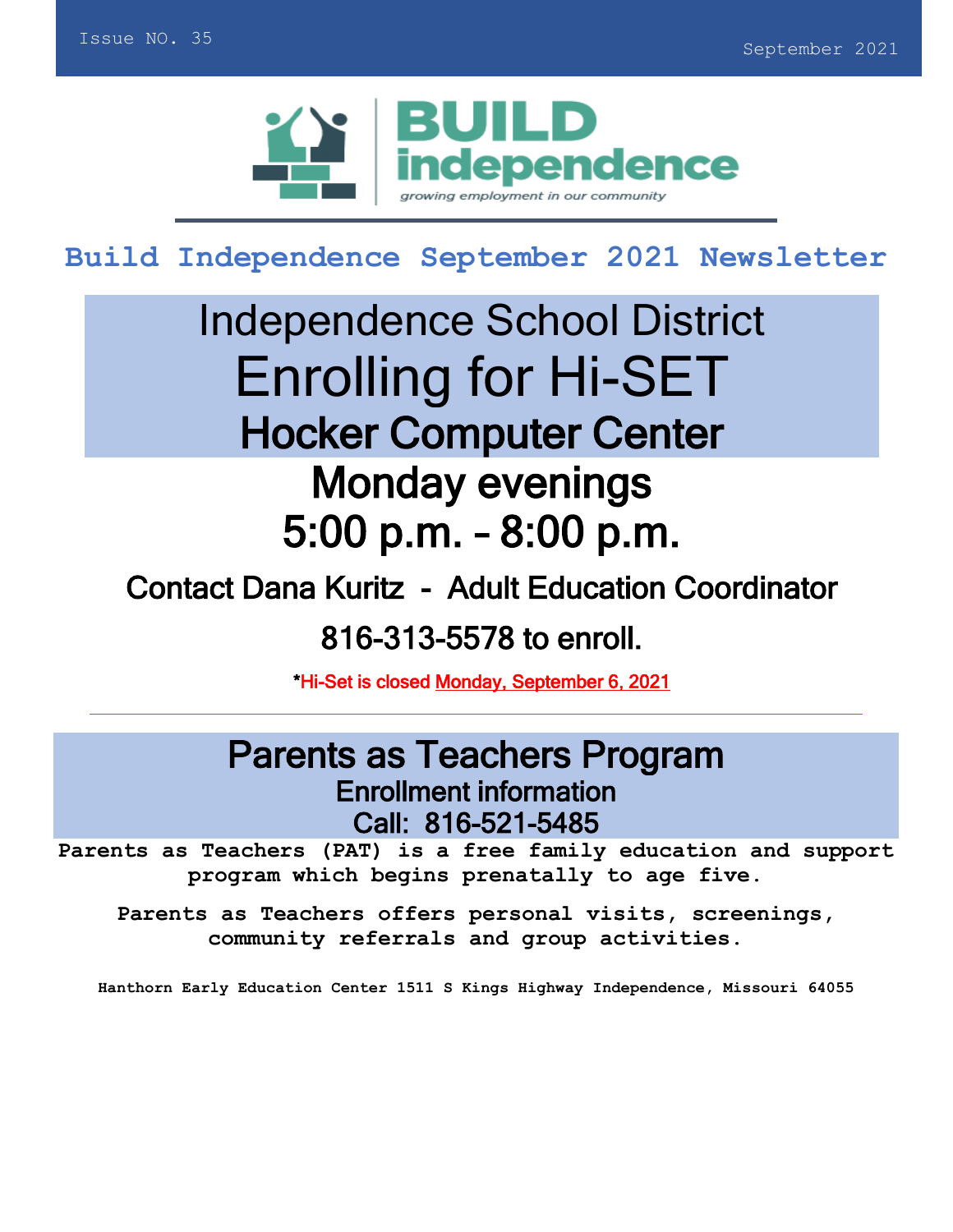Issue NO. 35

September 2021

BUILD independence

*growing employment in our community*

# Build Independence September 2021 Newsletter

## Independence School District
## Enrolling for Hi-SET
## Hocker Computer Center

## Monday evenings
## 5:00 p.m. – 8:00 p.m.

### Contact Dana Kuritz - Adult Education Coordinator

### 816-313-5578 to enroll.

*Hi-Set is closed Monday, September 6, 2021

---

## Parents as Teachers Program
### Enrollment information
### Call: 816-521-5485

**Parents as Teachers (PAT) is a free family education and support program which begins prenatally to age five.**

**Parents as Teachers offers personal visits, screenings, community referrals and group activities.**

**Hanthorn Early Education Center 1511 S Kings Highway Independence, Missouri 64055**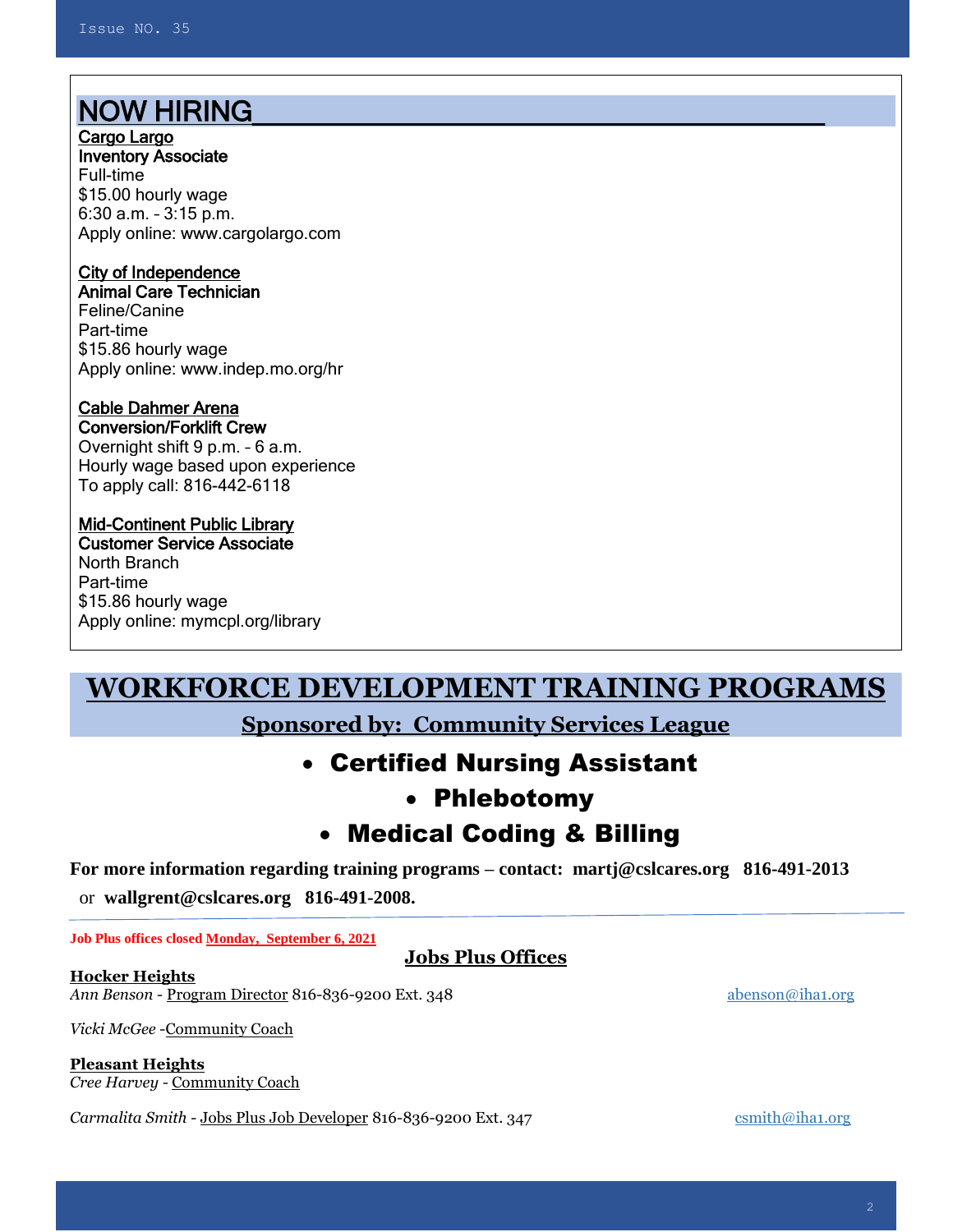# NOW HIRING

**Cargo Largo**
**Inventory Associate**
Full-time
$15.00 hourly wage
6:30 a.m. – 3:15 p.m.
Apply online: www.cargolargo.com

**City of Independence**
**Animal Care Technician**
Feline/Canine
Part-time
$15.86 hourly wage
Apply online: www.indep.mo.org/hr

**Cable Dahmer Arena**
**Conversion/Forklift Crew**
Overnight shift 9 p.m. – 6 a.m.
Hourly wage based upon experience
To apply call: 816-442-6118

**Mid-Continent Public Library**
**Customer Service Associate**
North Branch
Part-time
$15.86 hourly wage
Apply online: mymcpl.org/library

# WORKFORCE DEVELOPMENT TRAINING PROGRAMS

## Sponsored by: Community Services League

- **Certified Nursing Assistant**
- **Phlebotomy**
- **Medical Coding & Billing**

**For more information regarding training programs – contact: martj@cslcares.org 816-491-2013** or **wallgrent@cslcares.org 816-491-2008.**

**Job Plus offices closed Monday, September 6, 2021**

## Jobs Plus Offices

**Hocker Heights**
*Ann Benson* - Program Director 816-836-9200 Ext. 348 abenson@iha1.org

*Vicki McGee* -Community Coach

**Pleasant Heights**
*Cree Harvey* - Community Coach

*Carmalita Smith* - Jobs Plus Job Developer 816-836-9200 Ext. 347 csmith@iha1.org